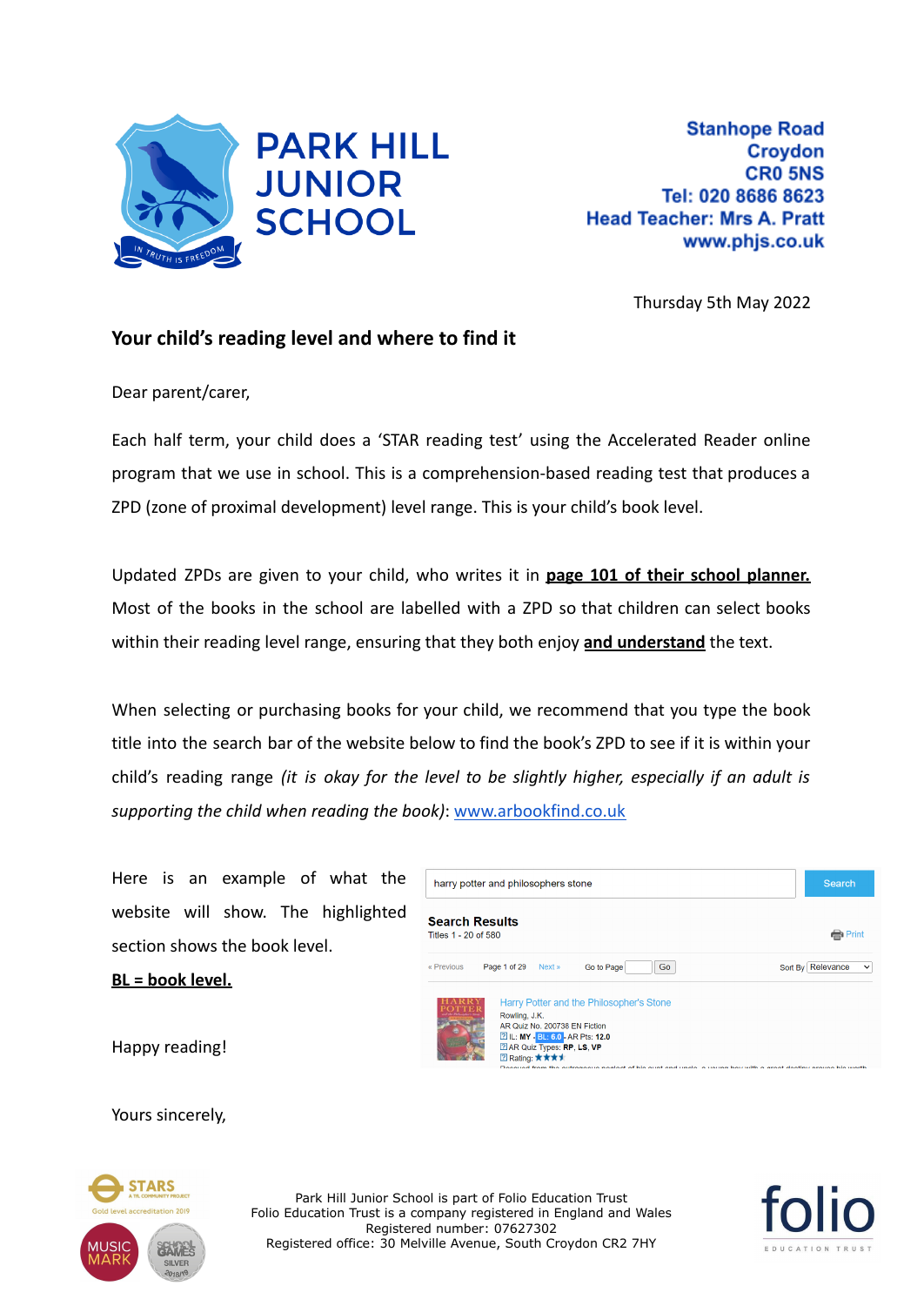# PARK HILL JUNIOR SCHOOL

IN TRUTH IS FREEDOM

Stanhope Road
Croydon
CR0 5NS
Tel: 020 8686 8623
Head Teacher: Mrs A. Pratt
www.phjs.co.uk

Thursday 5th May 2022

**Your child's reading level and where to find it**

Dear parent/carer,

Each half term, your child does a 'STAR reading test' using the Accelerated Reader online program that we use in school. This is a comprehension-based reading test that produces a ZPD (zone of proximal development) level range. This is your child's book level.

Updated ZPDs are given to your child, who writes it in **page 101 of their school planner.** Most of the books in the school are labelled with a ZPD so that children can select books within their reading level range, ensuring that they both enjoy **and understand** the text.

When selecting or purchasing books for your child, we recommend that you type the book title into the search bar of the website below to find the book's ZPD to see if it is within your child's reading range *(it is okay for the level to be slightly higher, especially if an adult is supporting the child when reading the book)*: www.arbookfind.co.uk

Here is an example of what the website will show. The highlighted section shows the book level.

**BL = book level.**

harry potter and philosophers stone | Search

Search Results
Titles 1 - 20 of 580

« Previous Page 1 of 29 Next » Go to Page Go Sort By Relevance

Harry Potter and the Philosopher's Stone
Rowling, J.K.
AR Quiz No. 200738 EN Fiction
IL: MY - BL: 6.0 - AR Pts: 12.0
AR Quiz Types: RP, LS, VP
Rating: ★★★

Happy reading!

Yours sincerely,

Park Hill Junior School is part of Folio Education Trust
Folio Education Trust is a company registered in England and Wales
Registered number: 07627302
Registered office: 30 Melville Avenue, South Croydon CR2 7HY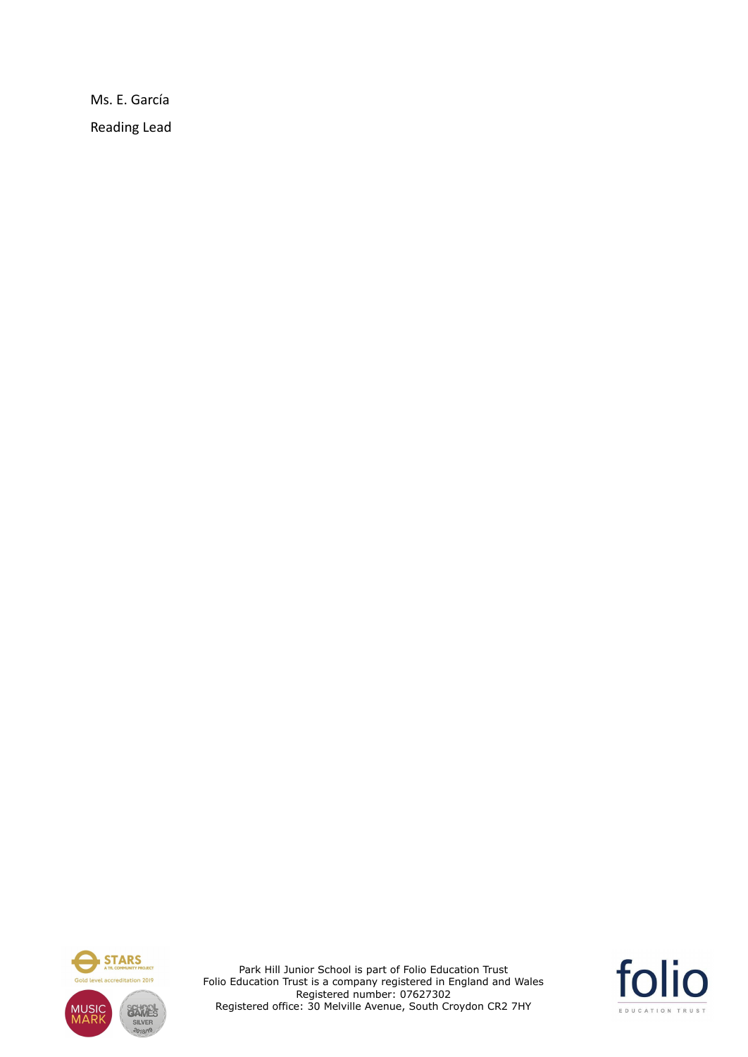Ms. E. García

Reading Lead

Park Hill Junior School is part of Folio Education Trust
Folio Education Trust is a company registered in England and Wales
Registered number: 07627302
Registered office: 30 Melville Avenue, South Croydon CR2 7HY